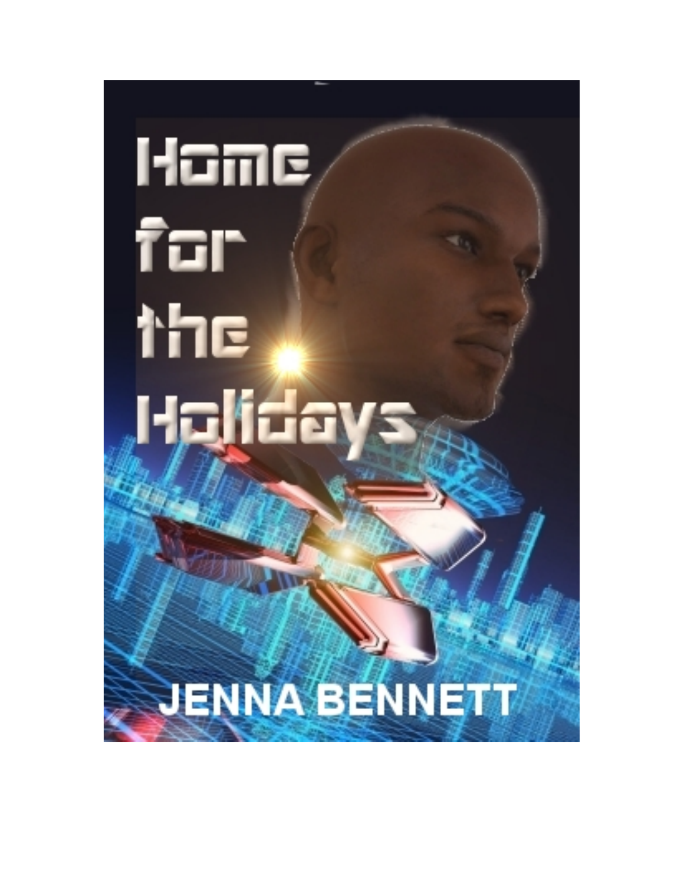# Home for the Holidays

JENNA BENNETT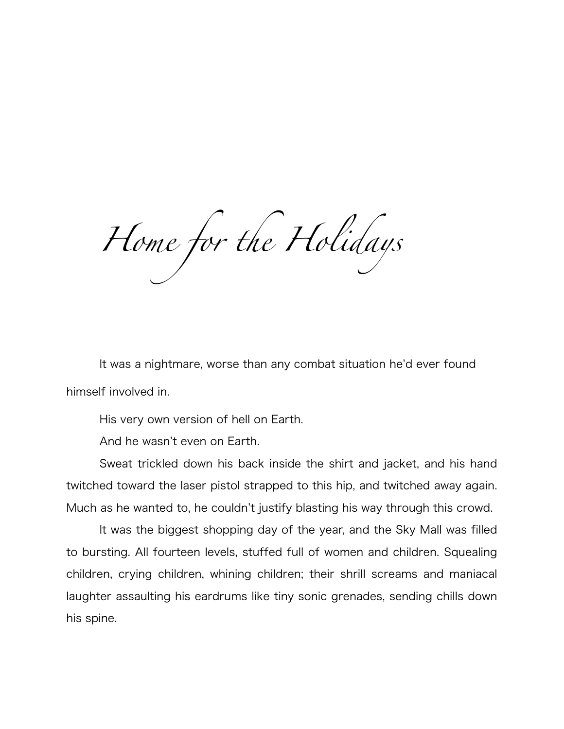# *Home for the Holidays*

It was a nightmare, worse than any combat situation he'd ever found himself involved in.

His very own version of hell on Earth.

And he wasn't even on Earth.

Sweat trickled down his back inside the shirt and jacket, and his hand twitched toward the laser pistol strapped to this hip, and twitched away again. Much as he wanted to, he couldn't justify blasting his way through this crowd.

It was the biggest shopping day of the year, and the Sky Mall was filled to bursting. All fourteen levels, stuffed full of women and children. Squealing children, crying children, whining children; their shrill screams and maniacal laughter assaulting his eardrums like tiny sonic grenades, sending chills down his spine.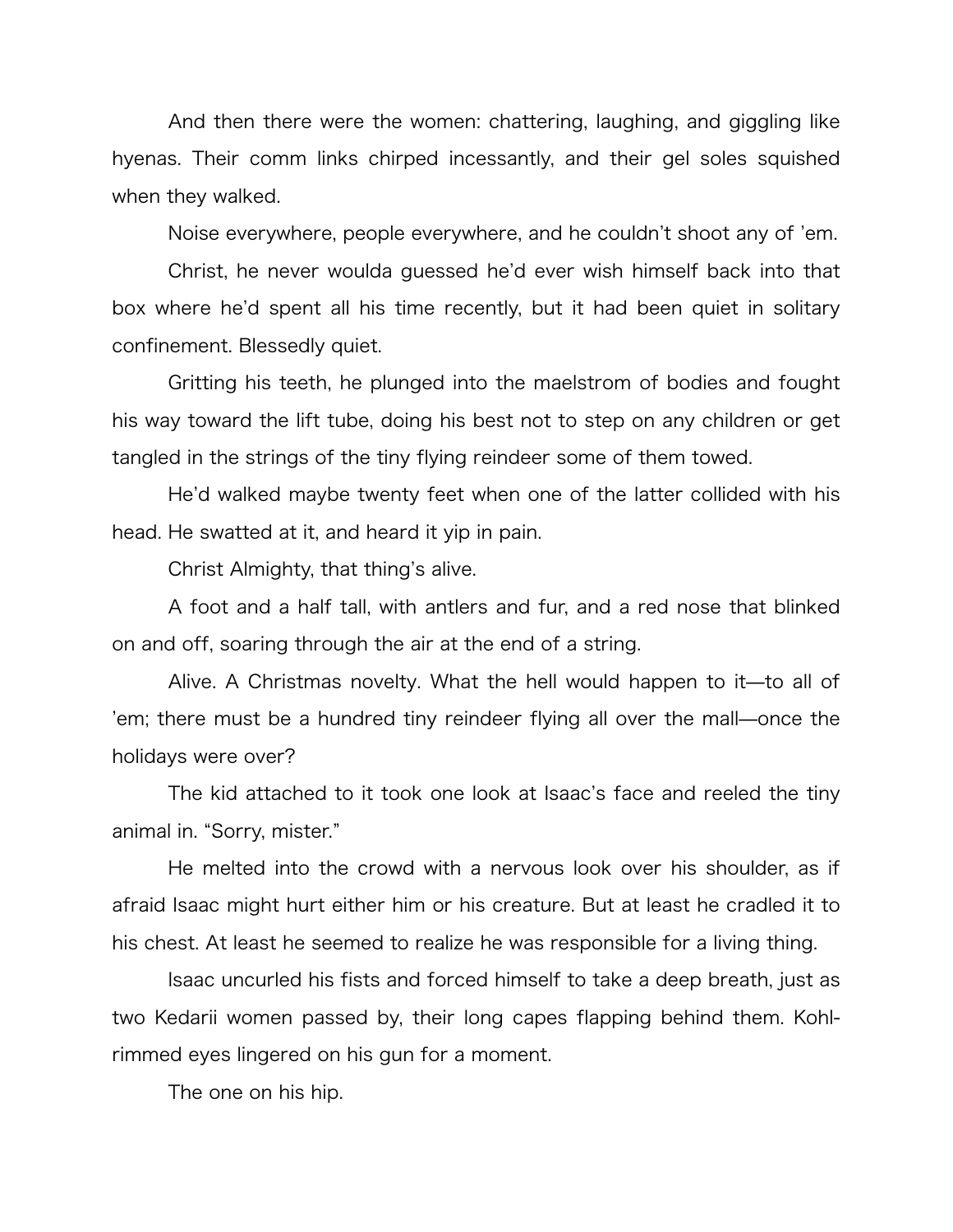And then there were the women: chattering, laughing, and giggling like hyenas. Their comm links chirped incessantly, and their gel soles squished when they walked.

Noise everywhere, people everywhere, and he couldn't shoot any of 'em.

Christ, he never woulda guessed he'd ever wish himself back into that box where he'd spent all his time recently, but it had been quiet in solitary confinement. Blessedly quiet.

Gritting his teeth, he plunged into the maelstrom of bodies and fought his way toward the lift tube, doing his best not to step on any children or get tangled in the strings of the tiny flying reindeer some of them towed.

He'd walked maybe twenty feet when one of the latter collided with his head. He swatted at it, and heard it yip in pain.

Christ Almighty, that thing's alive.

A foot and a half tall, with antlers and fur, and a red nose that blinked on and off, soaring through the air at the end of a string.

Alive. A Christmas novelty. What the hell would happen to it—to all of 'em; there must be a hundred tiny reindeer flying all over the mall—once the holidays were over?

The kid attached to it took one look at Isaac's face and reeled the tiny animal in. "Sorry, mister."

He melted into the crowd with a nervous look over his shoulder, as if afraid Isaac might hurt either him or his creature. But at least he cradled it to his chest. At least he seemed to realize he was responsible for a living thing.

Isaac uncurled his fists and forced himself to take a deep breath, just as two Kedarii women passed by, their long capes flapping behind them. Kohl-rimmed eyes lingered on his gun for a moment.

The one on his hip.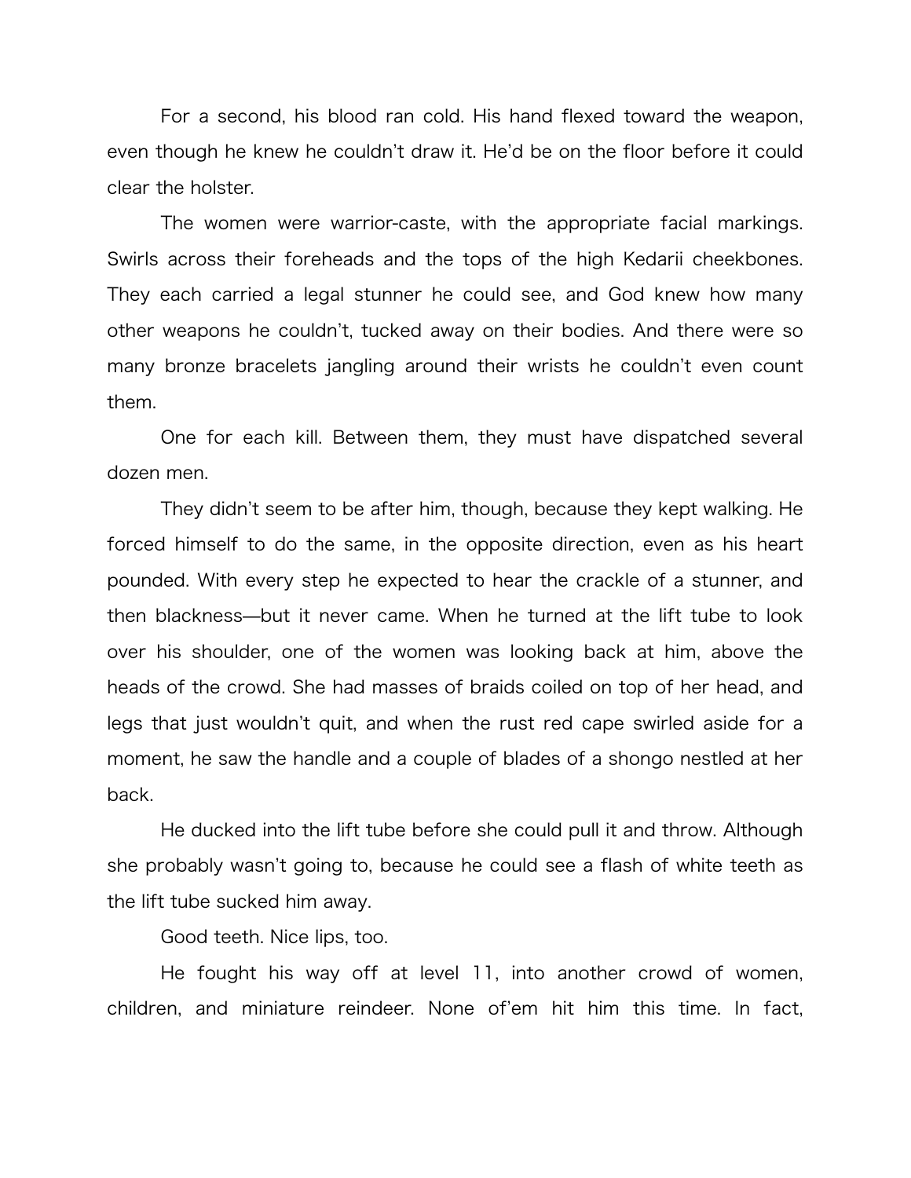For a second, his blood ran cold. His hand flexed toward the weapon, even though he knew he couldn't draw it. He'd be on the floor before it could clear the holster.

The women were warrior-caste, with the appropriate facial markings. Swirls across their foreheads and the tops of the high Kedarii cheekbones. They each carried a legal stunner he could see, and God knew how many other weapons he couldn't, tucked away on their bodies. And there were so many bronze bracelets jangling around their wrists he couldn't even count them.

One for each kill. Between them, they must have dispatched several dozen men.

They didn't seem to be after him, though, because they kept walking. He forced himself to do the same, in the opposite direction, even as his heart pounded. With every step he expected to hear the crackle of a stunner, and then blackness—but it never came. When he turned at the lift tube to look over his shoulder, one of the women was looking back at him, above the heads of the crowd. She had masses of braids coiled on top of her head, and legs that just wouldn't quit, and when the rust red cape swirled aside for a moment, he saw the handle and a couple of blades of a shongo nestled at her back.

He ducked into the lift tube before she could pull it and throw. Although she probably wasn't going to, because he could see a flash of white teeth as the lift tube sucked him away.

Good teeth. Nice lips, too.

He fought his way off at level 11, into another crowd of women, children, and miniature reindeer. None of'em hit him this time. In fact,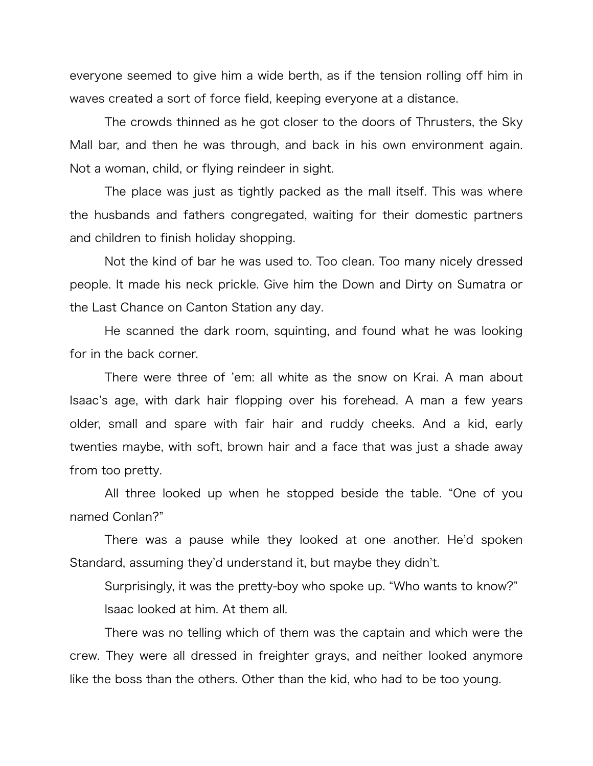everyone seemed to give him a wide berth, as if the tension rolling off him in waves created a sort of force field, keeping everyone at a distance.

The crowds thinned as he got closer to the doors of Thrusters, the Sky Mall bar, and then he was through, and back in his own environment again. Not a woman, child, or flying reindeer in sight.

The place was just as tightly packed as the mall itself. This was where the husbands and fathers congregated, waiting for their domestic partners and children to finish holiday shopping.

Not the kind of bar he was used to. Too clean. Too many nicely dressed people. It made his neck prickle. Give him the Down and Dirty on Sumatra or the Last Chance on Canton Station any day.

He scanned the dark room, squinting, and found what he was looking for in the back corner.

There were three of 'em: all white as the snow on Krai. A man about Isaac's age, with dark hair flopping over his forehead. A man a few years older, small and spare with fair hair and ruddy cheeks. And a kid, early twenties maybe, with soft, brown hair and a face that was just a shade away from too pretty.

All three looked up when he stopped beside the table. "One of you named Conlan?"

There was a pause while they looked at one another. He'd spoken Standard, assuming they'd understand it, but maybe they didn't.

Surprisingly, it was the pretty-boy who spoke up. "Who wants to know?"

Isaac looked at him. At them all.

There was no telling which of them was the captain and which were the crew. They were all dressed in freighter grays, and neither looked anymore like the boss than the others. Other than the kid, who had to be too young.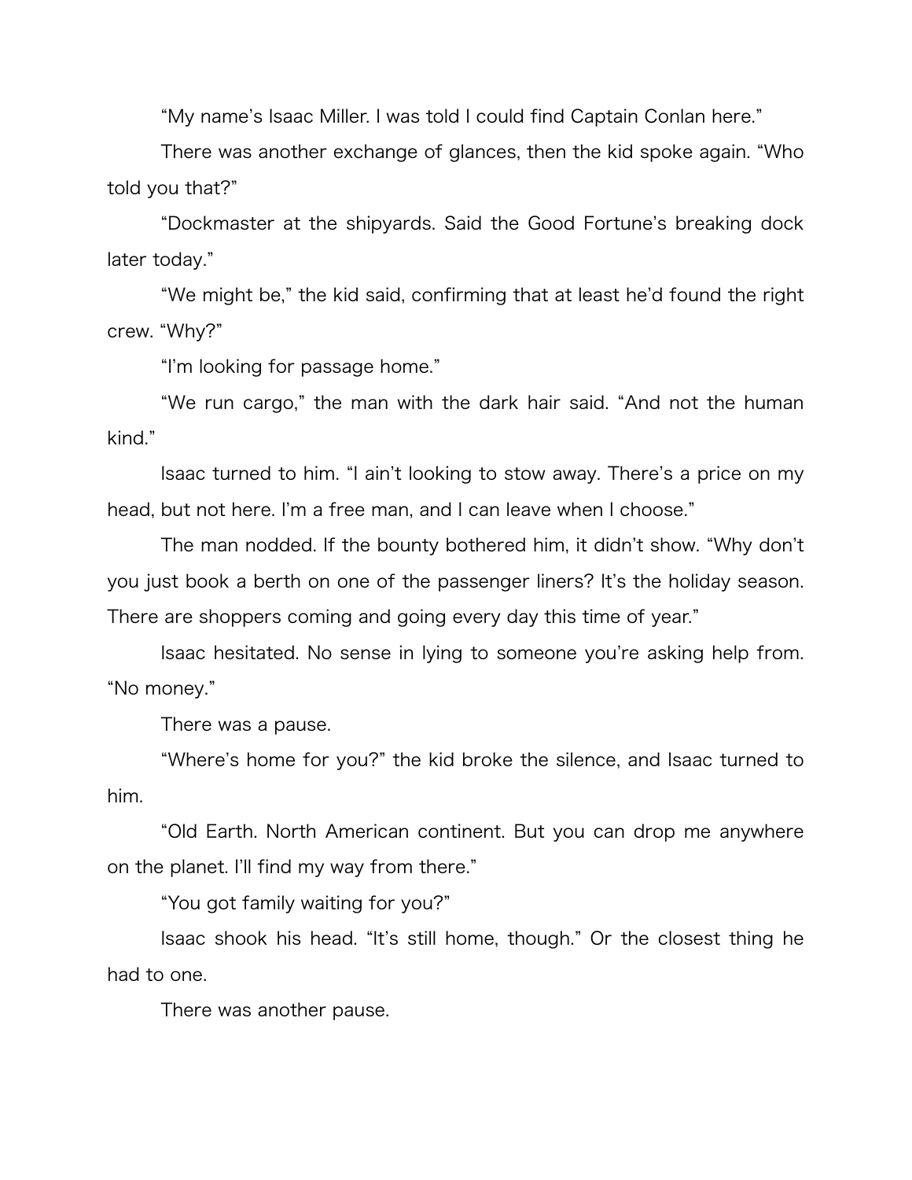"My name's Isaac Miller. I was told I could find Captain Conlan here."

There was another exchange of glances, then the kid spoke again. "Who told you that?"

"Dockmaster at the shipyards. Said the Good Fortune's breaking dock later today."

"We might be," the kid said, confirming that at least he'd found the right crew. "Why?"

"I'm looking for passage home."

"We run cargo," the man with the dark hair said. "And not the human kind."

Isaac turned to him. "I ain't looking to stow away. There's a price on my head, but not here. I'm a free man, and I can leave when I choose."

The man nodded. If the bounty bothered him, it didn't show. "Why don't you just book a berth on one of the passenger liners? It's the holiday season. There are shoppers coming and going every day this time of year."

Isaac hesitated. No sense in lying to someone you're asking help from. "No money."

There was a pause.

"Where's home for you?" the kid broke the silence, and Isaac turned to him.

"Old Earth. North American continent. But you can drop me anywhere on the planet. I'll find my way from there."

"You got family waiting for you?"

Isaac shook his head. "It's still home, though." Or the closest thing he had to one.

There was another pause.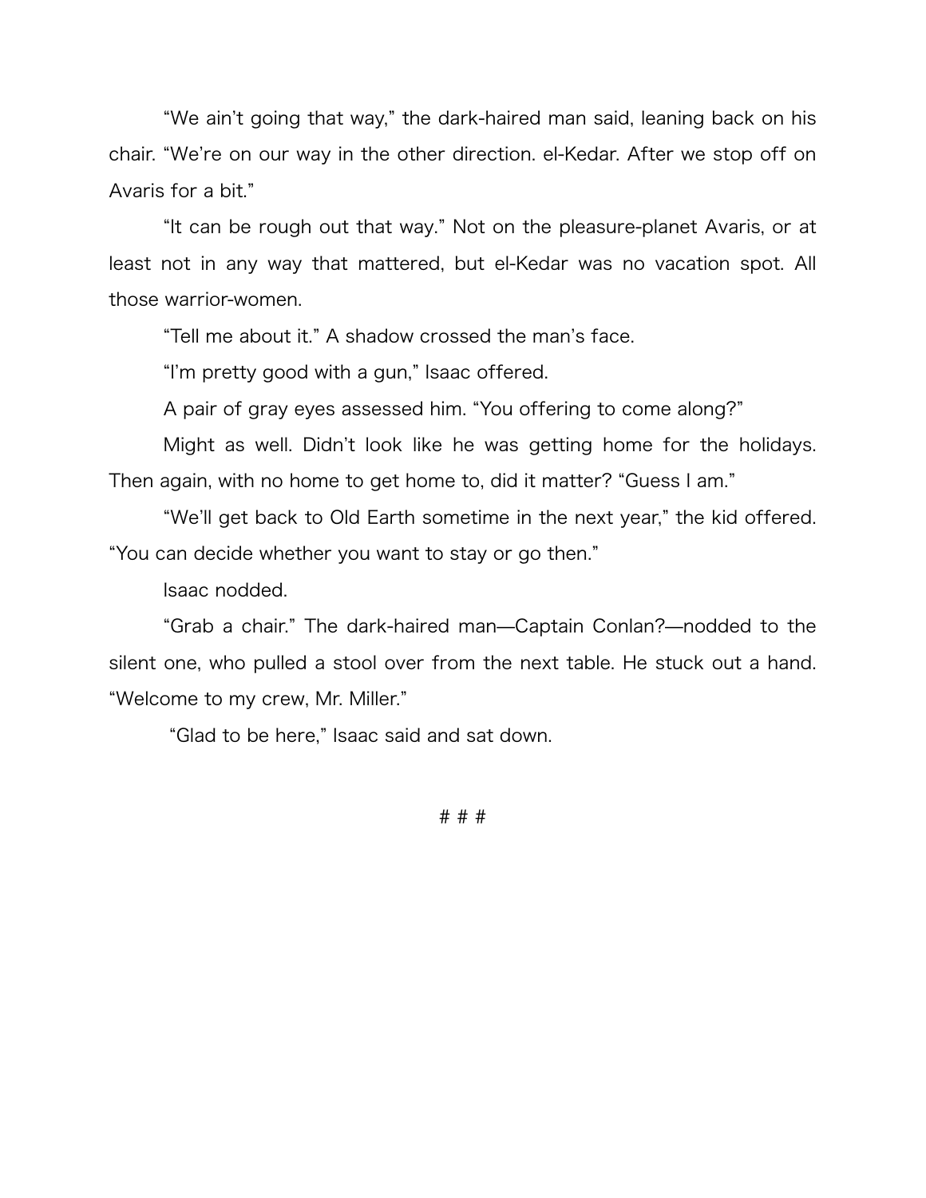"We ain't going that way," the dark-haired man said, leaning back on his chair. "We're on our way in the other direction. el-Kedar. After we stop off on Avaris for a bit."

"It can be rough out that way." Not on the pleasure-planet Avaris, or at least not in any way that mattered, but el-Kedar was no vacation spot. All those warrior-women.

"Tell me about it." A shadow crossed the man's face.

"I'm pretty good with a gun," Isaac offered.

A pair of gray eyes assessed him. "You offering to come along?"

Might as well. Didn't look like he was getting home for the holidays. Then again, with no home to get home to, did it matter? "Guess I am."

"We'll get back to Old Earth sometime in the next year," the kid offered. "You can decide whether you want to stay or go then."

Isaac nodded.

"Grab a chair." The dark-haired man—Captain Conlan?—nodded to the silent one, who pulled a stool over from the next table. He stuck out a hand. "Welcome to my crew, Mr. Miller."

"Glad to be here," Isaac said and sat down.

# # #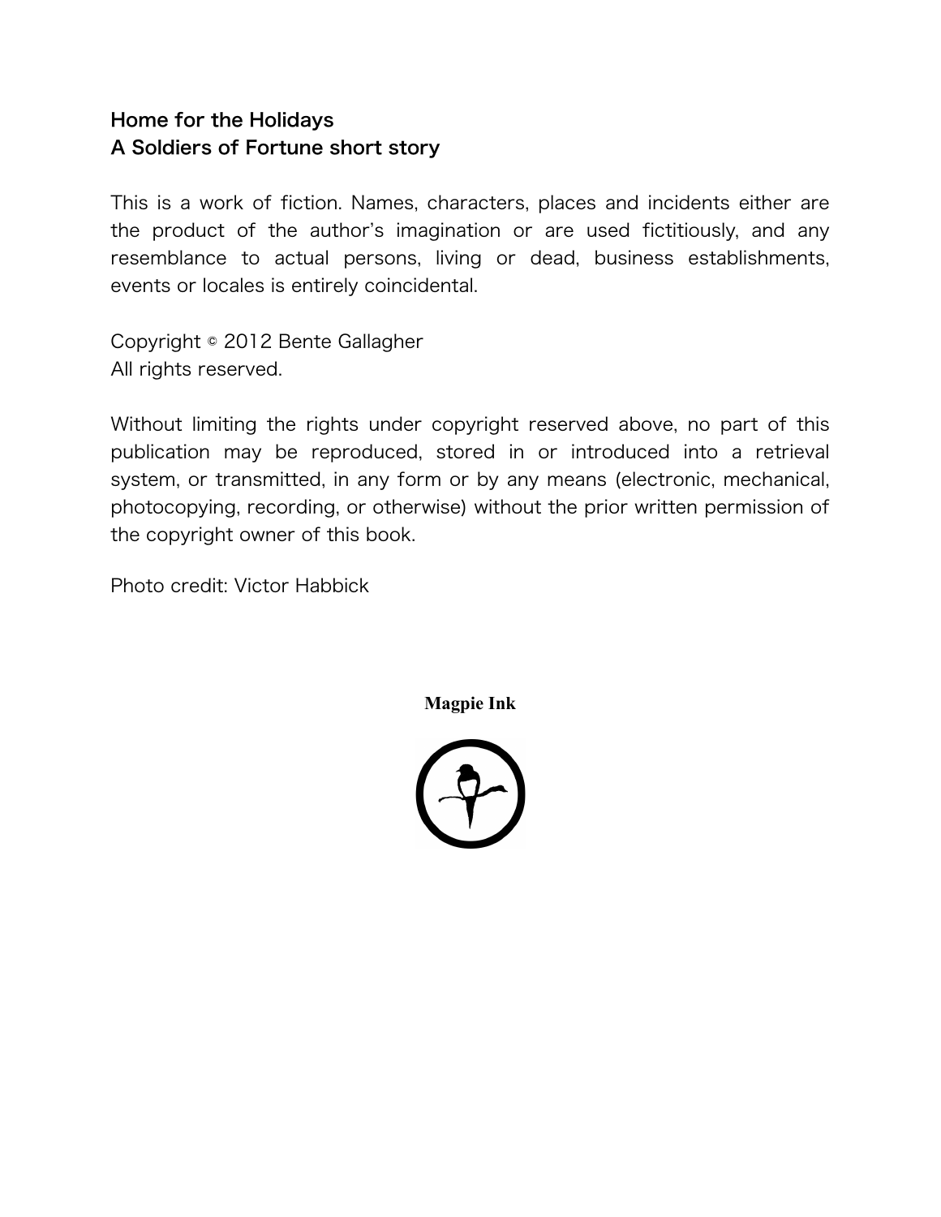**Home for the Holidays**
**A Soldiers of Fortune short story**

This is a work of fiction. Names, characters, places and incidents either are the product of the author's imagination or are used fictitiously, and any resemblance to actual persons, living or dead, business establishments, events or locales is entirely coincidental.

Copyright © 2012 Bente Gallagher
All rights reserved.

Without limiting the rights under copyright reserved above, no part of this publication may be reproduced, stored in or introduced into a retrieval system, or transmitted, in any form or by any means (electronic, mechanical, photocopying, recording, or otherwise) without the prior written permission of the copyright owner of this book.

Photo credit: Victor Habbick

**Magpie Ink**